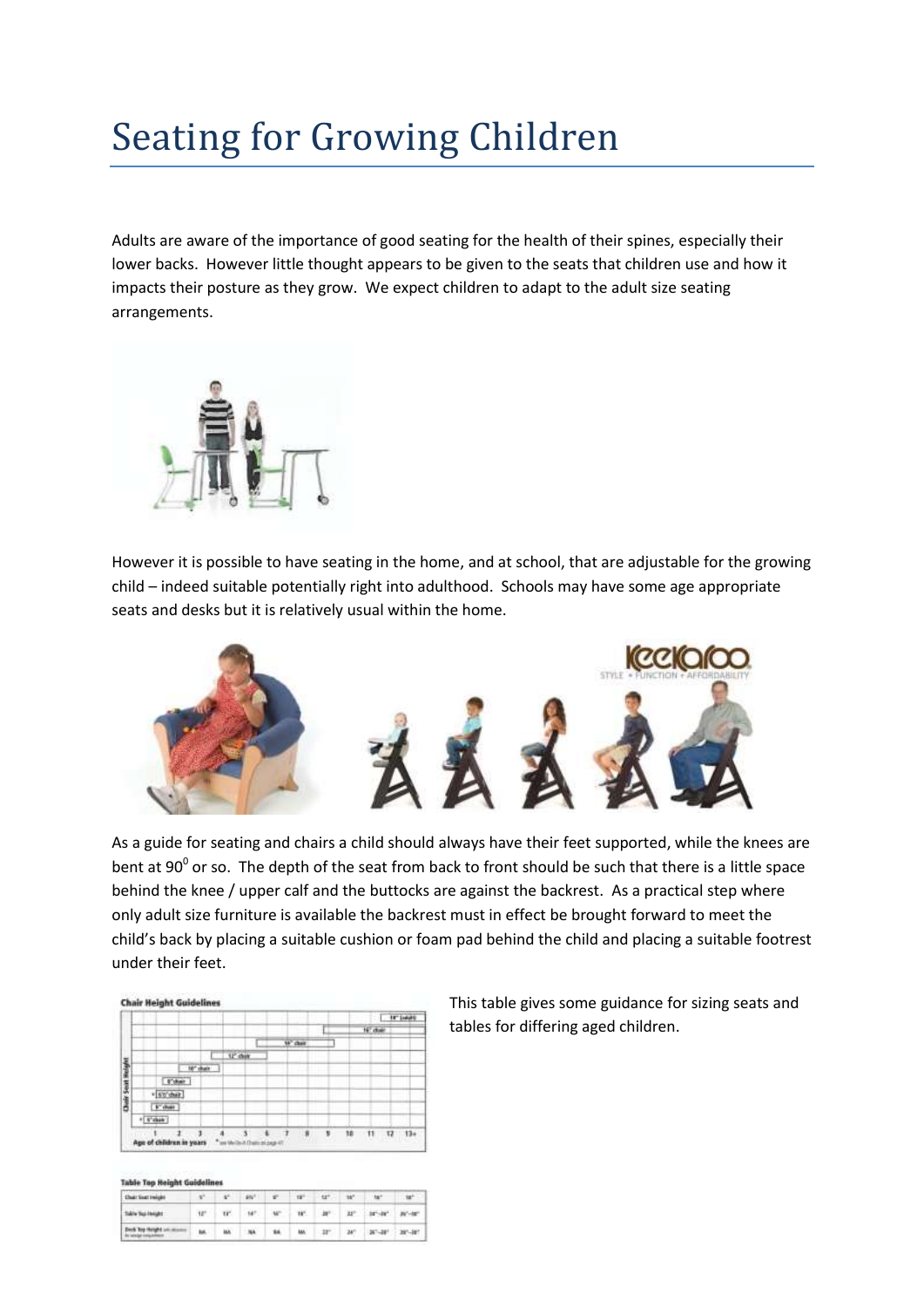# Seating for Growing Children

Adults are aware of the importance of good seating for the health of their spines, especially their lower backs. However little thought appears to be given to the seats that children use and how it impacts their posture as they grow. We expect children to adapt to the adult size seating arrangements.

However it is possible to have seating in the home, and at school, that are adjustable for the growing child – indeed suitable potentially right into adulthood. Schools may have some age appropriate seats and desks but it is relatively usual within the home.

As a guide for seating and chairs a child should always have their feet supported, while the knees are bent at $90^0$ or so. The depth of the seat from back to front should be such that there is a little space behind the knee / upper calf and the buttocks are against the backrest. As a practical step where only adult size furniture is available the backrest must in effect be brought forward to meet the child's back by placing a suitable cushion or foam pad behind the child and placing a suitable footrest under their feet.

This table gives some guidance for sizing seats and tables for differing aged children.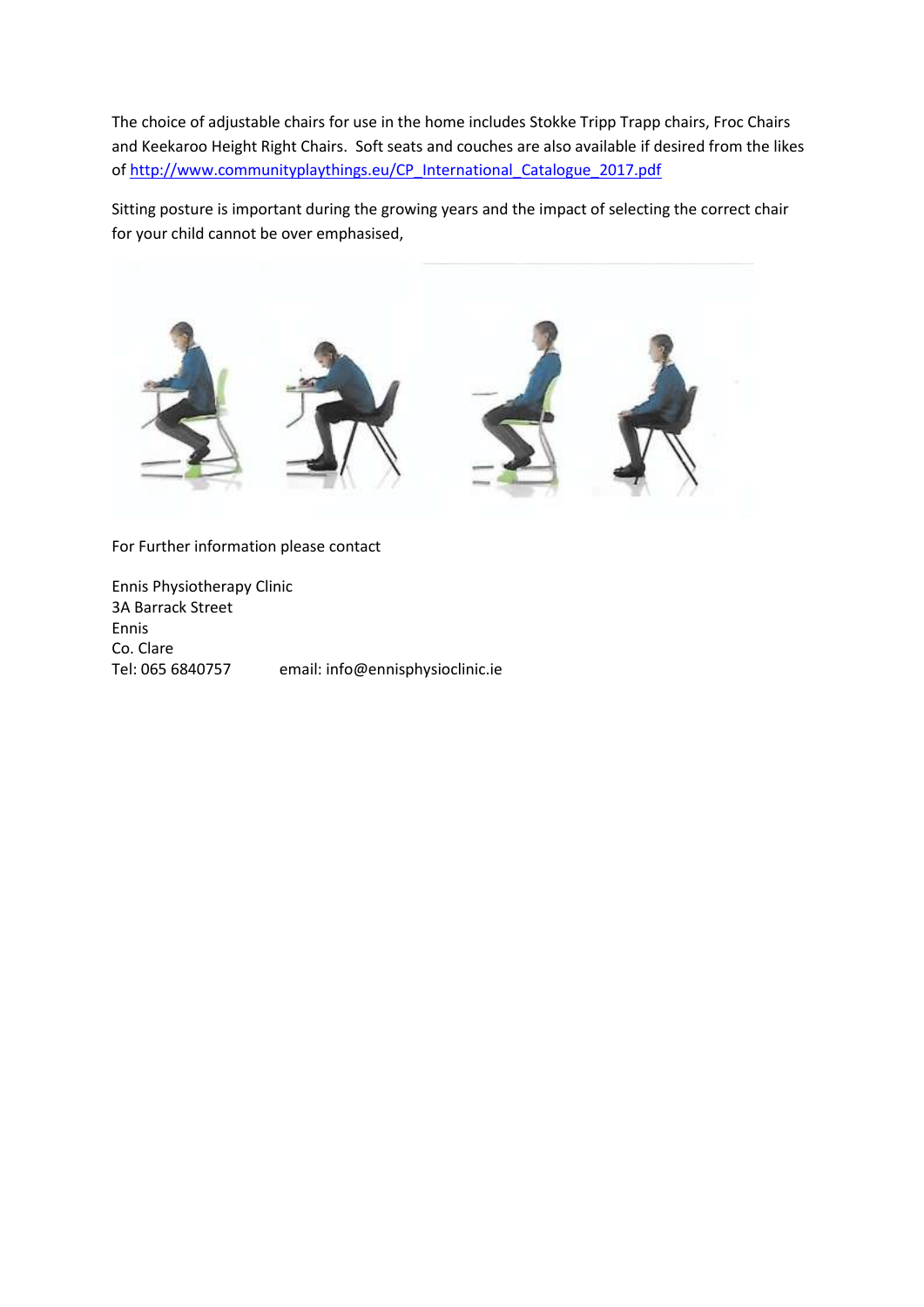The choice of adjustable chairs for use in the home includes Stokke Tripp Trapp chairs, Froc Chairs and Keekaroo Height Right Chairs. Soft seats and couches are also available if desired from the likes of http://www.communityplaythings.eu/CP_International_Catalogue_2017.pdf

Sitting posture is important during the growing years and the impact of selecting the correct chair for your child cannot be over emphasised,

For Further information please contact

Ennis Physiotherapy Clinic
3A Barrack Street
Ennis
Co. Clare
Tel: 065 6840757 email: info@ennisphysioclinic.ie